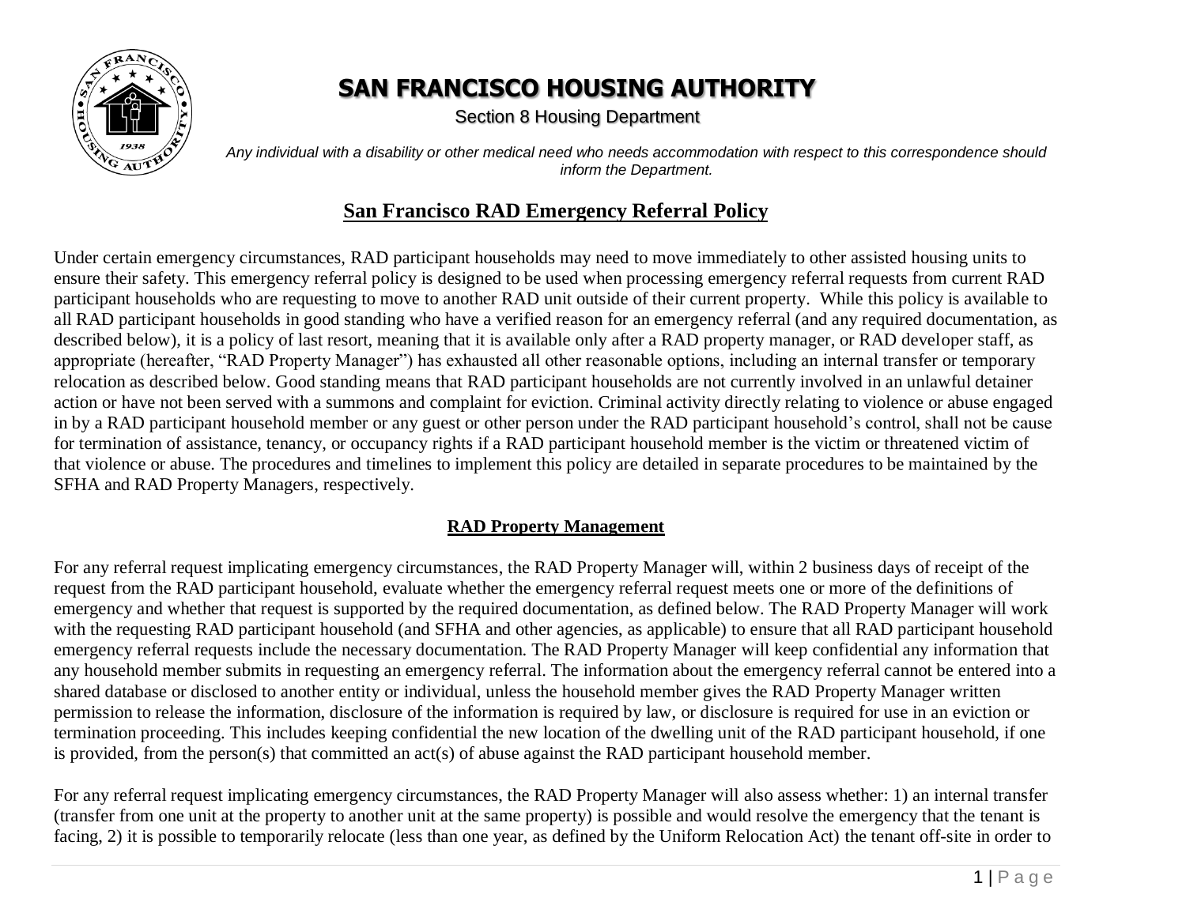# SAN FRANCISCO HOUSING AUTHORITY

Section 8 Housing Department

*Any individual with a disability or other medical need who needs accommodation with respect to this correspondence should inform the Department.*

## San Francisco RAD Emergency Referral Policy

Under certain emergency circumstances, RAD participant households may need to move immediately to other assisted housing units to ensure their safety. This emergency referral policy is designed to be used when processing emergency referral requests from current RAD participant households who are requesting to move to another RAD unit outside of their current property. While this policy is available to all RAD participant households in good standing who have a verified reason for an emergency referral (and any required documentation, as described below), it is a policy of last resort, meaning that it is available only after a RAD property manager, or RAD developer staff, as appropriate (hereafter, "RAD Property Manager") has exhausted all other reasonable options, including an internal transfer or temporary relocation as described below. Good standing means that RAD participant households are not currently involved in an unlawful detainer action or have not been served with a summons and complaint for eviction. Criminal activity directly relating to violence or abuse engaged in by a RAD participant household member or any guest or other person under the RAD participant household's control, shall not be cause for termination of assistance, tenancy, or occupancy rights if a RAD participant household member is the victim or threatened victim of that violence or abuse. The procedures and timelines to implement this policy are detailed in separate procedures to be maintained by the SFHA and RAD Property Managers, respectively.

### RAD Property Management

For any referral request implicating emergency circumstances, the RAD Property Manager will, within 2 business days of receipt of the request from the RAD participant household, evaluate whether the emergency referral request meets one or more of the definitions of emergency and whether that request is supported by the required documentation, as defined below. The RAD Property Manager will work with the requesting RAD participant household (and SFHA and other agencies, as applicable) to ensure that all RAD participant household emergency referral requests include the necessary documentation. The RAD Property Manager will keep confidential any information that any household member submits in requesting an emergency referral. The information about the emergency referral cannot be entered into a shared database or disclosed to another entity or individual, unless the household member gives the RAD Property Manager written permission to release the information, disclosure of the information is required by law, or disclosure is required for use in an eviction or termination proceeding. This includes keeping confidential the new location of the dwelling unit of the RAD participant household, if one is provided, from the person(s) that committed an act(s) of abuse against the RAD participant household member.

For any referral request implicating emergency circumstances, the RAD Property Manager will also assess whether: 1) an internal transfer (transfer from one unit at the property to another unit at the same property) is possible and would resolve the emergency that the tenant is facing, 2) it is possible to temporarily relocate (less than one year, as defined by the Uniform Relocation Act) the tenant off-site in order to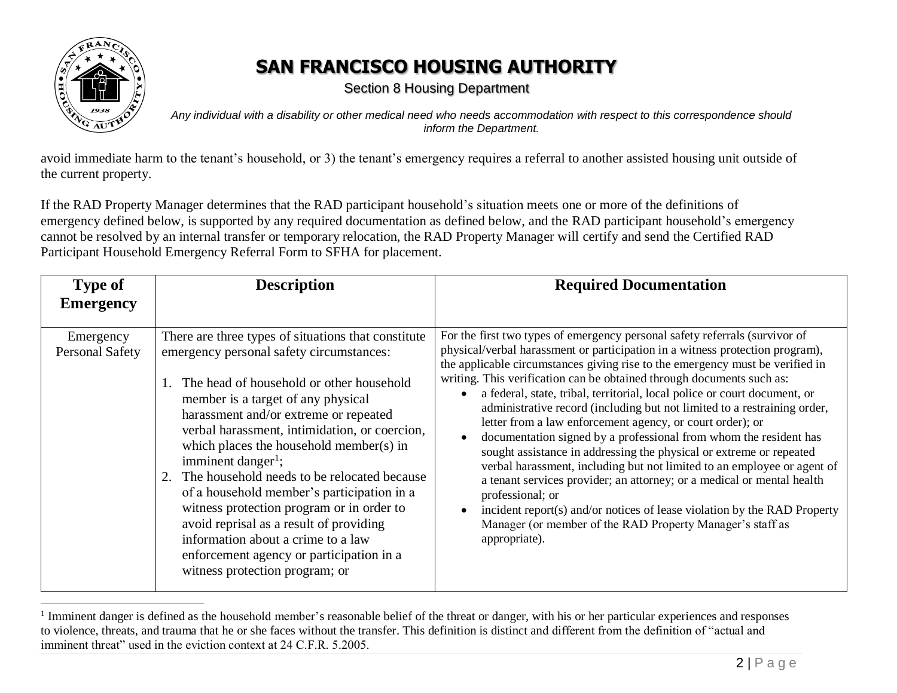avoid immediate harm to the tenant's household, or 3) the tenant's emergency requires a referral to another assisted housing unit outside of the current property.

If the RAD Property Manager determines that the RAD participant household's situation meets one or more of the definitions of emergency defined below, is supported by any required documentation as defined below, and the RAD participant household's emergency cannot be resolved by an internal transfer or temporary relocation, the RAD Property Manager will certify and send the Certified RAD Participant Household Emergency Referral Form to SFHA for placement.

| Type of Emergency | Description | Required Documentation |
|---|---|---|
| Emergency Personal Safety | There are three types of situations that constitute emergency personal safety circumstances:<br><br>1. The head of household or other household member is a target of any physical harassment and/or extreme or repeated verbal harassment, intimidation, or coercion, which places the household member(s) in imminent danger[1];<br>2. The household needs to be relocated because of a household member's participation in a witness protection program or in order to avoid reprisal as a result of providing information about a crime to a law enforcement agency or participation in a witness protection program; or | For the first two types of emergency personal safety referrals (survivor of physical/verbal harassment or participation in a witness protection program), the applicable circumstances giving rise to the emergency must be verified in writing. This verification can be obtained through documents such as:<br>• a federal, state, tribal, territorial, local police or court document, or administrative record (including but not limited to a restraining order, letter from a law enforcement agency, or court order); or<br>• documentation signed by a professional from whom the resident has sought assistance in addressing the physical or extreme or repeated verbal harassment, including but not limited to an employee or agent of a tenant services provider; an attorney; or a medical or mental health professional; or<br>• incident report(s) and/or notices of lease violation by the RAD Property Manager (or member of the RAD Property Manager's staff as appropriate). |

[1] Imminent danger is defined as the household member's reasonable belief of the threat or danger, with his or her particular experiences and responses to violence, threats, and trauma that he or she faces without the transfer. This definition is distinct and different from the definition of "actual and imminent threat" used in the eviction context at 24 C.F.R. 5.2005.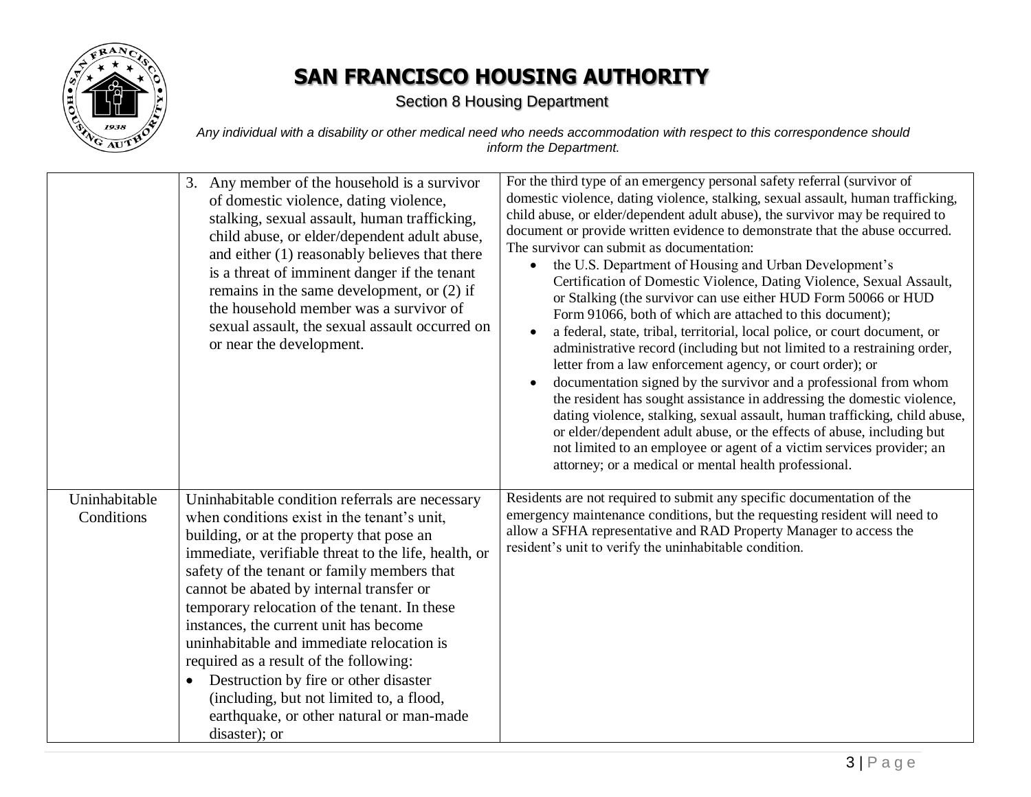| | | |
|---|---|---|
| | 3. Any member of the household is a survivor of domestic violence, dating violence, stalking, sexual assault, human trafficking, child abuse, or elder/dependent adult abuse, and either (1) reasonably believes that there is a threat of imminent danger if the tenant remains in the same development, or (2) if the household member was a survivor of sexual assault, the sexual assault occurred on or near the development. | For the third type of an emergency personal safety referral (survivor of domestic violence, dating violence, stalking, sexual assault, human trafficking, child abuse, or elder/dependent adult abuse), the survivor may be required to document or provide written evidence to demonstrate that the abuse occurred. The survivor can submit as documentation:<br>• the U.S. Department of Housing and Urban Development's Certification of Domestic Violence, Dating Violence, Sexual Assault, or Stalking (the survivor can use either HUD Form 50066 or HUD Form 91066, both of which are attached to this document);<br>• a federal, state, tribal, territorial, local police, or court document, or administrative record (including but not limited to a restraining order, letter from a law enforcement agency, or court order); or<br>• documentation signed by the survivor and a professional from whom the resident has sought assistance in addressing the domestic violence, dating violence, stalking, sexual assault, human trafficking, child abuse, or elder/dependent adult abuse, or the effects of abuse, including but not limited to an employee or agent of a victim services provider; an attorney; or a medical or mental health professional. |
| Uninhabitable Conditions | Uninhabitable condition referrals are necessary when conditions exist in the tenant's unit, building, or at the property that pose an immediate, verifiable threat to the life, health, or safety of the tenant or family members that cannot be abated by internal transfer or temporary relocation of the tenant. In these instances, the current unit has become uninhabitable and immediate relocation is required as a result of the following:<br>• Destruction by fire or other disaster (including, but not limited to, a flood, earthquake, or other natural or man-made disaster); or | Residents are not required to submit any specific documentation of the emergency maintenance conditions, but the requesting resident will need to allow a SFHA representative and RAD Property Manager to access the resident's unit to verify the uninhabitable condition. |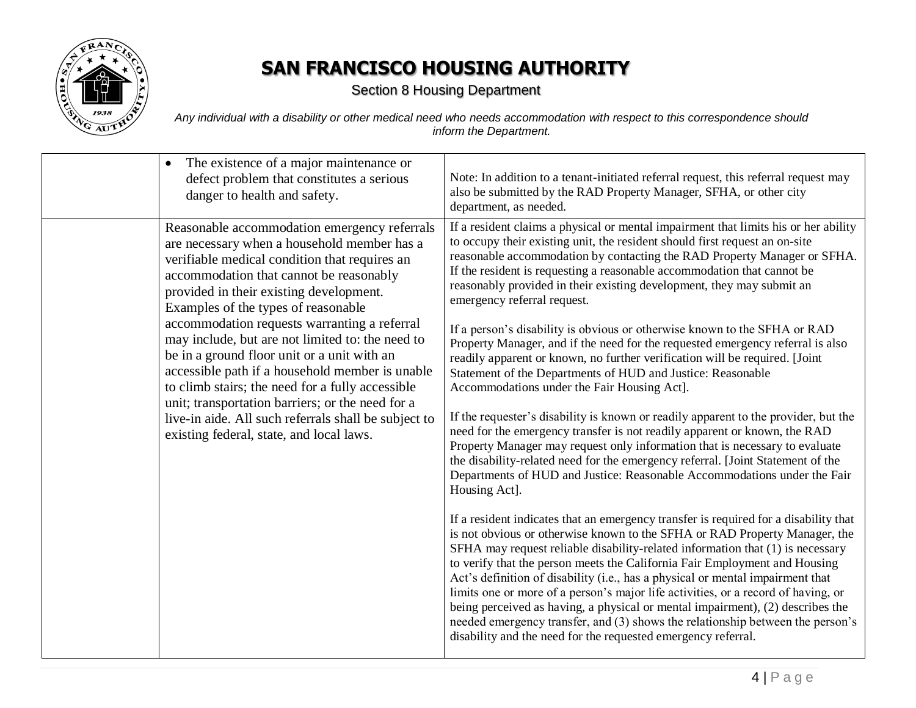| | | |
|---|---|---|
| | • The existence of a major maintenance or defect problem that constitutes a serious danger to health and safety. | Note: In addition to a tenant-initiated referral request, this referral request may also be submitted by the RAD Property Manager, SFHA, or other city department, as needed. |
| | Reasonable accommodation emergency referrals are necessary when a household member has a verifiable medical condition that requires an accommodation that cannot be reasonably provided in their existing development. Examples of the types of reasonable accommodation requests warranting a referral may include, but are not limited to: the need to be in a ground floor unit or a unit with an accessible path if a household member is unable to climb stairs; the need for a fully accessible unit; transportation barriers; or the need for a live-in aide. All such referrals shall be subject to existing federal, state, and local laws. | If a resident claims a physical or mental impairment that limits his or her ability to occupy their existing unit, the resident should first request an on-site reasonable accommodation by contacting the RAD Property Manager or SFHA. If the resident is requesting a reasonable accommodation that cannot be reasonably provided in their existing development, they may submit an emergency referral request.<br><br>If a person's disability is obvious or otherwise known to the SFHA or RAD Property Manager, and if the need for the requested emergency referral is also readily apparent or known, no further verification will be required. [Joint Statement of the Departments of HUD and Justice: Reasonable Accommodations under the Fair Housing Act].<br><br>If the requester's disability is known or readily apparent to the provider, but the need for the emergency transfer is not readily apparent or known, the RAD Property Manager may request only information that is necessary to evaluate the disability-related need for the emergency referral. [Joint Statement of the Departments of HUD and Justice: Reasonable Accommodations under the Fair Housing Act].<br><br>If a resident indicates that an emergency transfer is required for a disability that is not obvious or otherwise known to the SFHA or RAD Property Manager, the SFHA may request reliable disability-related information that (1) is necessary to verify that the person meets the California Fair Employment and Housing Act's definition of disability (i.e., has a physical or mental impairment that limits one or more of a person's major life activities, or a record of having, or being perceived as having, a physical or mental impairment), (2) describes the needed emergency transfer, and (3) shows the relationship between the person's disability and the need for the requested emergency referral. |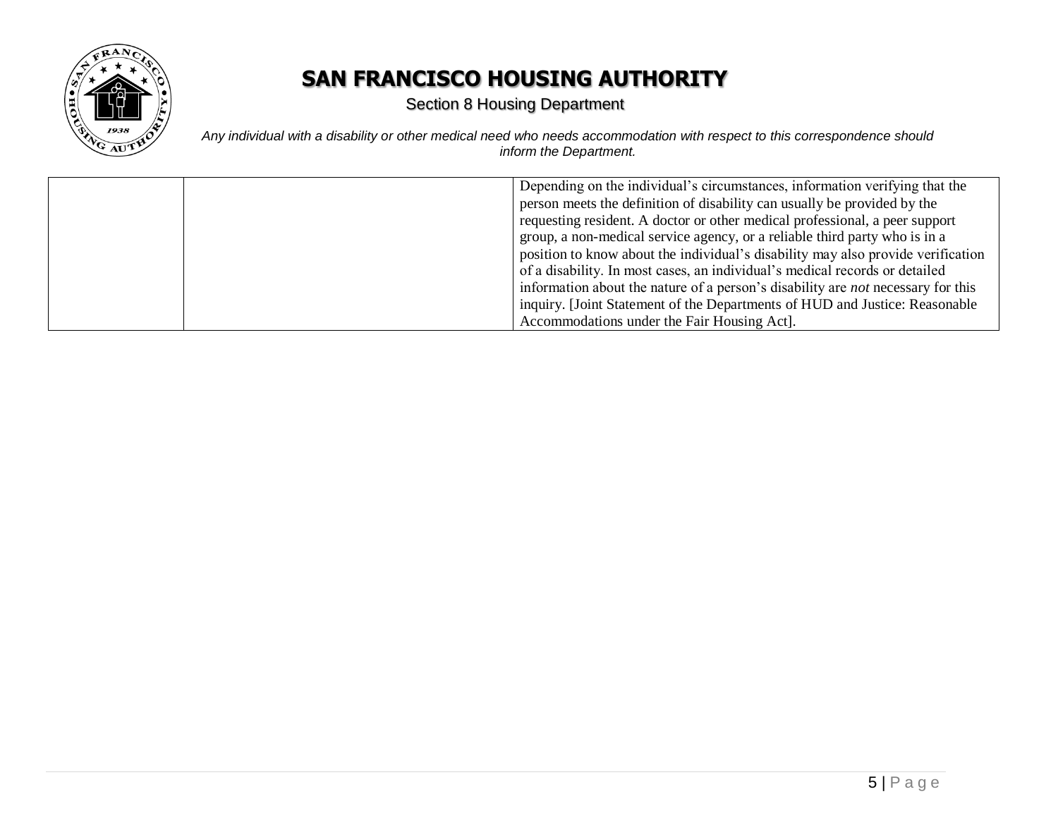| | | |
|---|---|---|
| | | Depending on the individual's circumstances, information verifying that the person meets the definition of disability can usually be provided by the requesting resident. A doctor or other medical professional, a peer support group, a non-medical service agency, or a reliable third party who is in a position to know about the individual's disability may also provide verification of a disability. In most cases, an individual's medical records or detailed information about the nature of a person's disability are *not* necessary for this inquiry. [Joint Statement of the Departments of HUD and Justice: Reasonable Accommodations under the Fair Housing Act]. |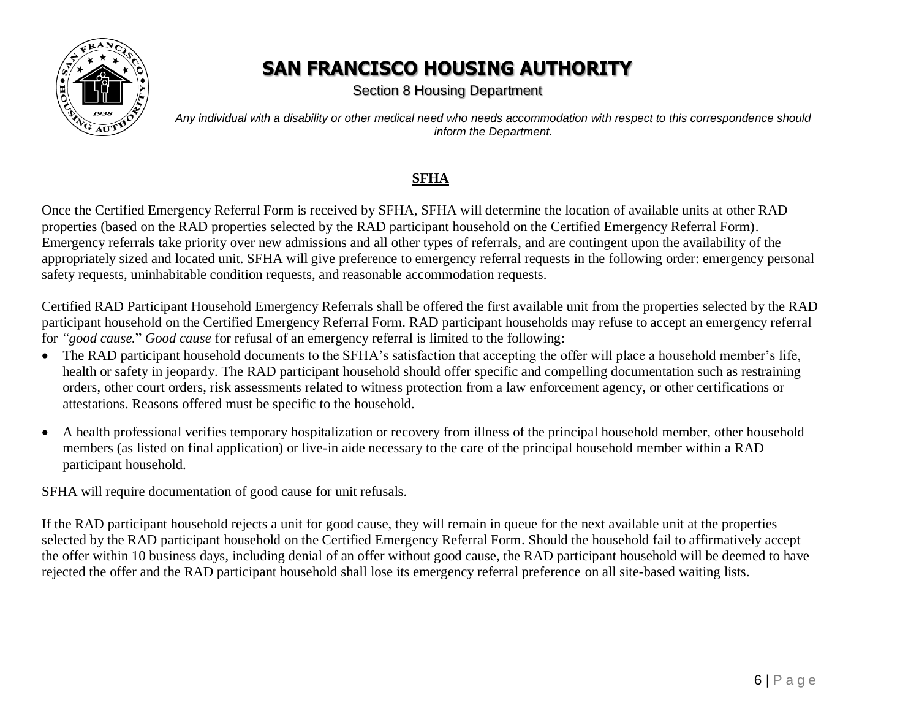# SAN FRANCISCO HOUSING AUTHORITY

Section 8 Housing Department

*Any individual with a disability or other medical need who needs accommodation with respect to this correspondence should inform the Department.*

## SFHA

Once the Certified Emergency Referral Form is received by SFHA, SFHA will determine the location of available units at other RAD properties (based on the RAD properties selected by the RAD participant household on the Certified Emergency Referral Form). Emergency referrals take priority over new admissions and all other types of referrals, and are contingent upon the availability of the appropriately sized and located unit. SFHA will give preference to emergency referral requests in the following order: emergency personal safety requests, uninhabitable condition requests, and reasonable accommodation requests.

Certified RAD Participant Household Emergency Referrals shall be offered the first available unit from the properties selected by the RAD participant household on the Certified Emergency Referral Form. RAD participant households may refuse to accept an emergency referral for *"good cause."* *Good cause* for refusal of an emergency referral is limited to the following:

- The RAD participant household documents to the SFHA's satisfaction that accepting the offer will place a household member's life, health or safety in jeopardy. The RAD participant household should offer specific and compelling documentation such as restraining orders, other court orders, risk assessments related to witness protection from a law enforcement agency, or other certifications or attestations. Reasons offered must be specific to the household.
- A health professional verifies temporary hospitalization or recovery from illness of the principal household member, other household members (as listed on final application) or live-in aide necessary to the care of the principal household member within a RAD participant household.

SFHA will require documentation of good cause for unit refusals.

If the RAD participant household rejects a unit for good cause, they will remain in queue for the next available unit at the properties selected by the RAD participant household on the Certified Emergency Referral Form. Should the household fail to affirmatively accept the offer within 10 business days, including denial of an offer without good cause, the RAD participant household will be deemed to have rejected the offer and the RAD participant household shall lose its emergency referral preference on all site-based waiting lists.